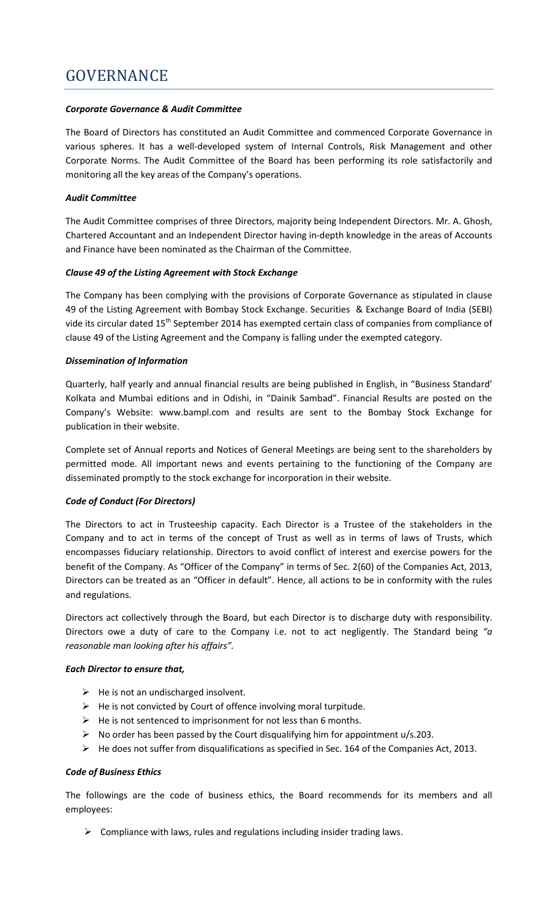# GOVERNANCE

***Corporate Governance & Audit Committee***

The Board of Directors has constituted an Audit Committee and commenced Corporate Governance in various spheres. It has a well-developed system of Internal Controls, Risk Management and other Corporate Norms. The Audit Committee of the Board has been performing its role satisfactorily and monitoring all the key areas of the Company's operations.

***Audit Committee***

The Audit Committee comprises of three Directors, majority being Independent Directors. Mr. A. Ghosh, Chartered Accountant and an Independent Director having in-depth knowledge in the areas of Accounts and Finance have been nominated as the Chairman of the Committee.

***Clause 49 of the Listing Agreement with Stock Exchange***

The Company has been complying with the provisions of Corporate Governance as stipulated in clause 49 of the Listing Agreement with Bombay Stock Exchange. Securities & Exchange Board of India (SEBI) vide its circular dated 15th September 2014 has exempted certain class of companies from compliance of clause 49 of the Listing Agreement and the Company is falling under the exempted category.

***Dissemination of Information***

Quarterly, half yearly and annual financial results are being published in English, in "Business Standard' Kolkata and Mumbai editions and in Odishi, in "Dainik Sambad". Financial Results are posted on the Company's Website: www.bampl.com and results are sent to the Bombay Stock Exchange for publication in their website.

Complete set of Annual reports and Notices of General Meetings are being sent to the shareholders by permitted mode. All important news and events pertaining to the functioning of the Company are disseminated promptly to the stock exchange for incorporation in their website.

***Code of Conduct (For Directors)***

The Directors to act in Trusteeship capacity. Each Director is a Trustee of the stakeholders in the Company and to act in terms of the concept of Trust as well as in terms of laws of Trusts, which encompasses fiduciary relationship. Directors to avoid conflict of interest and exercise powers for the benefit of the Company. As "Officer of the Company" in terms of Sec. 2(60) of the Companies Act, 2013, Directors can be treated as an "Officer in default". Hence, all actions to be in conformity with the rules and regulations.

Directors act collectively through the Board, but each Director is to discharge duty with responsibility. Directors owe a duty of care to the Company i.e. not to act negligently. The Standard being *"a reasonable man looking after his affairs"*.

***Each Director to ensure that,***

- He is not an undischarged insolvent.
- He is not convicted by Court of offence involving moral turpitude.
- He is not sentenced to imprisonment for not less than 6 months.
- No order has been passed by the Court disqualifying him for appointment u/s.203.
- He does not suffer from disqualifications as specified in Sec. 164 of the Companies Act, 2013.

***Code of Business Ethics***

The followings are the code of business ethics, the Board recommends for its members and all employees:

- Compliance with laws, rules and regulations including insider trading laws.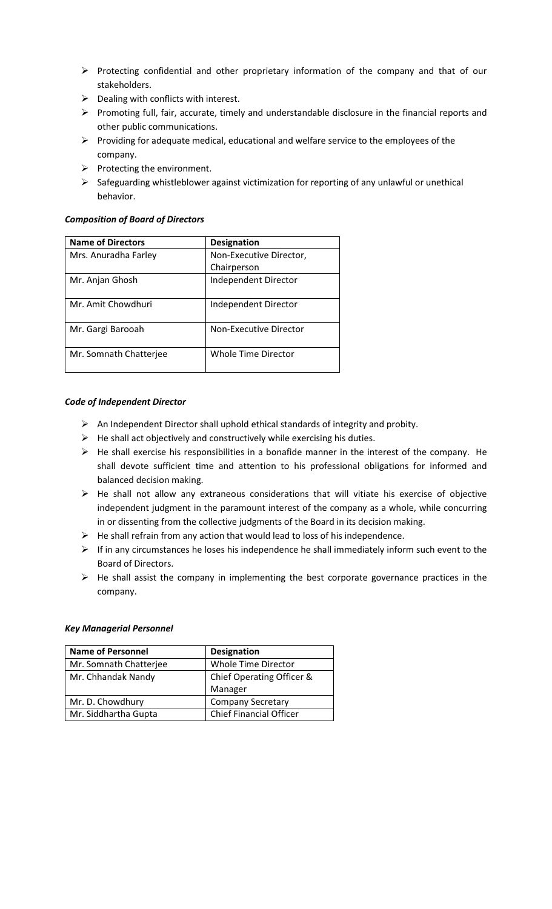- Protecting confidential and other proprietary information of the company and that of our stakeholders.
- Dealing with conflicts with interest.
- Promoting full, fair, accurate, timely and understandable disclosure in the financial reports and other public communications.
- Providing for adequate medical, educational and welfare service to the employees of the company.
- Protecting the environment.
- Safeguarding whistleblower against victimization for reporting of any unlawful or unethical behavior.

***Composition of Board of Directors***

| Name of Directors | Designation |
|---|---|
| Mrs. Anuradha Farley | Non-Executive Director, Chairperson |
| Mr. Anjan Ghosh | Independent Director |
| Mr. Amit Chowdhuri | Independent Director |
| Mr. Gargi Barooah | Non-Executive Director |
| Mr. Somnath Chatterjee | Whole Time Director |

***Code of Independent Director***

- An Independent Director shall uphold ethical standards of integrity and probity.
- He shall act objectively and constructively while exercising his duties.
- He shall exercise his responsibilities in a bonafide manner in the interest of the company. He shall devote sufficient time and attention to his professional obligations for informed and balanced decision making.
- He shall not allow any extraneous considerations that will vitiate his exercise of objective independent judgment in the paramount interest of the company as a whole, while concurring in or dissenting from the collective judgments of the Board in its decision making.
- He shall refrain from any action that would lead to loss of his independence.
- If in any circumstances he loses his independence he shall immediately inform such event to the Board of Directors.
- He shall assist the company in implementing the best corporate governance practices in the company.

***Key Managerial Personnel***

| Name of Personnel | Designation |
|---|---|
| Mr. Somnath Chatterjee | Whole Time Director |
| Mr. Chhandak Nandy | Chief Operating Officer & Manager |
| Mr. D. Chowdhury | Company Secretary |
| Mr. Siddhartha Gupta | Chief Financial Officer |